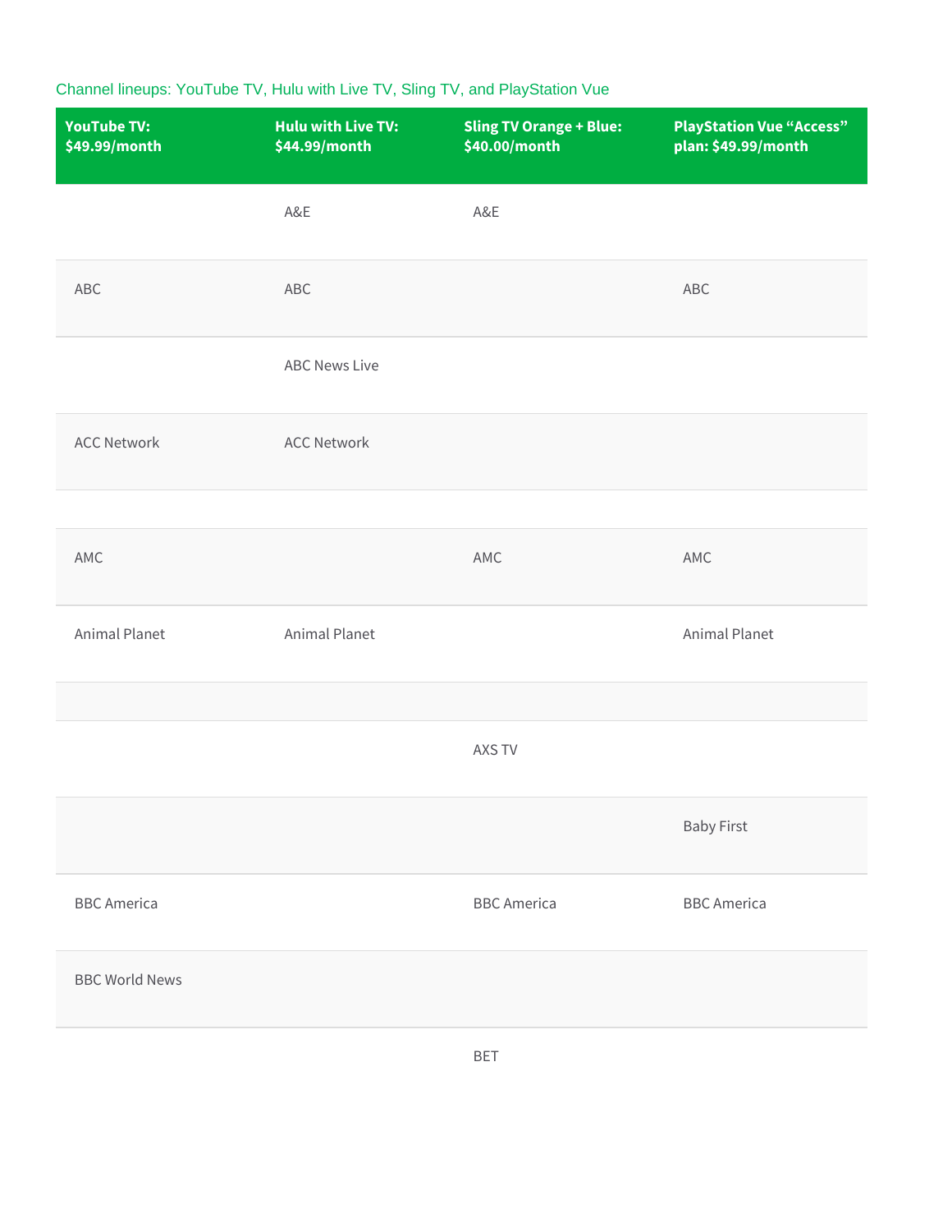Channel lineups: YouTube TV, Hulu with Live TV, Sling TV, and PlayStation Vue

| YouTube TV: $49.99/month | Hulu with Live TV: $44.99/month | Sling TV Orange + Blue: $40.00/month | PlayStation Vue "Access" plan: $49.99/month |
|---|---|---|---|
| | A&E | A&E | |
| ABC | ABC | | ABC |
| | ABC News Live | | |
| ACC Network | ACC Network | | |
| | | | |
| AMC | | AMC | AMC |
| Animal Planet | Animal Planet | | Animal Planet |
| | | | |
| | | AXS TV | |
| | | | Baby First |
| BBC America | | BBC America | BBC America |
| BBC World News | | | |
| | | BET | |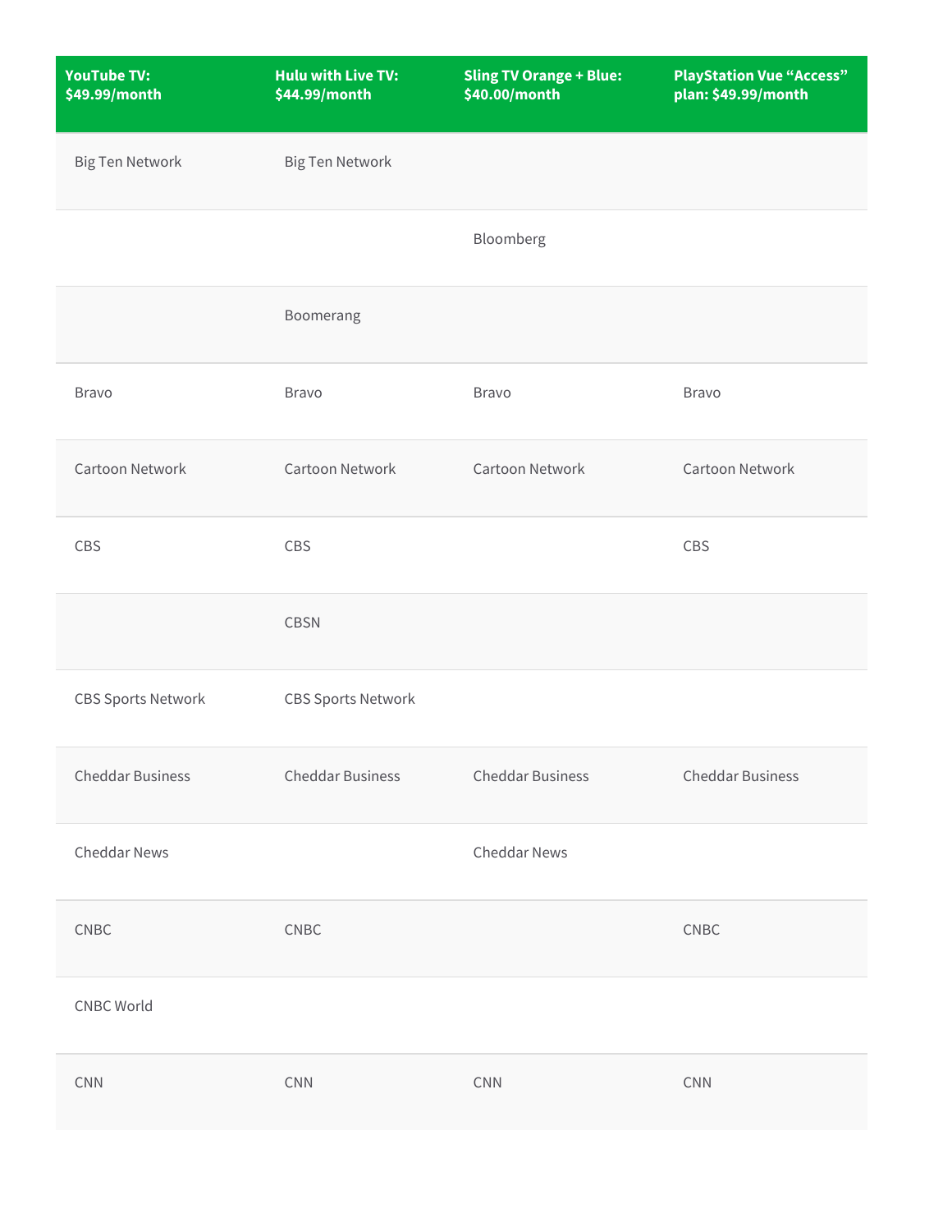| YouTube TV: $49.99/month | Hulu with Live TV: $44.99/month | Sling TV Orange + Blue: $40.00/month | PlayStation Vue “Access” plan: $49.99/month |
|---|---|---|---|
| Big Ten Network | Big Ten Network | | |
| | | Bloomberg | |
| | Boomerang | | |
| Bravo | Bravo | Bravo | Bravo |
| Cartoon Network | Cartoon Network | Cartoon Network | Cartoon Network |
| CBS | CBS | | CBS |
| | CBSN | | |
| CBS Sports Network | CBS Sports Network | | |
| Cheddar Business | Cheddar Business | Cheddar Business | Cheddar Business |
| Cheddar News | | Cheddar News | |
| CNBC | CNBC | | CNBC |
| CNBC World | | | |
| CNN | CNN | CNN | CNN |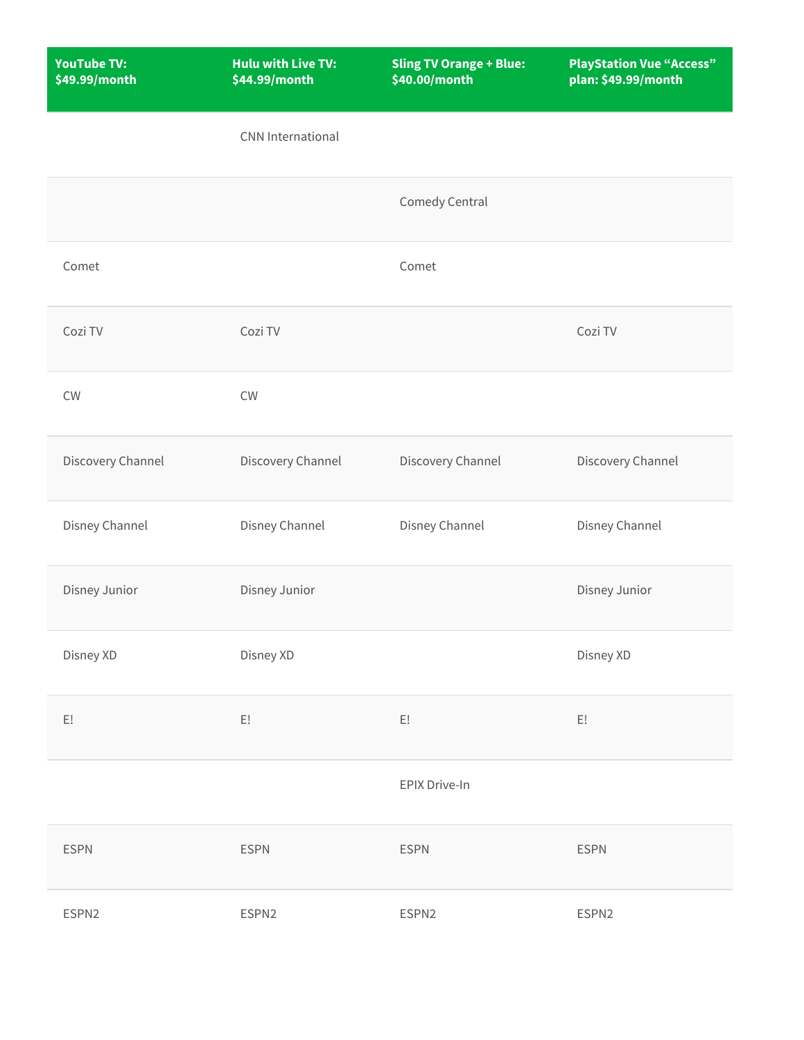| YouTube TV: $49.99/month | Hulu with Live TV: $44.99/month | Sling TV Orange + Blue: $40.00/month | PlayStation Vue “Access” plan: $49.99/month |
|---|---|---|---|
| | CNN International | | |
| | | Comedy Central | |
| Comet | | Comet | |
| Cozi TV | Cozi TV | | Cozi TV |
| CW | CW | | |
| Discovery Channel | Discovery Channel | Discovery Channel | Discovery Channel |
| Disney Channel | Disney Channel | Disney Channel | Disney Channel |
| Disney Junior | Disney Junior | | Disney Junior |
| Disney XD | Disney XD | | Disney XD |
| E! | E! | E! | E! |
| | | EPIX Drive-In | |
| ESPN | ESPN | ESPN | ESPN |
| ESPN2 | ESPN2 | ESPN2 | ESPN2 |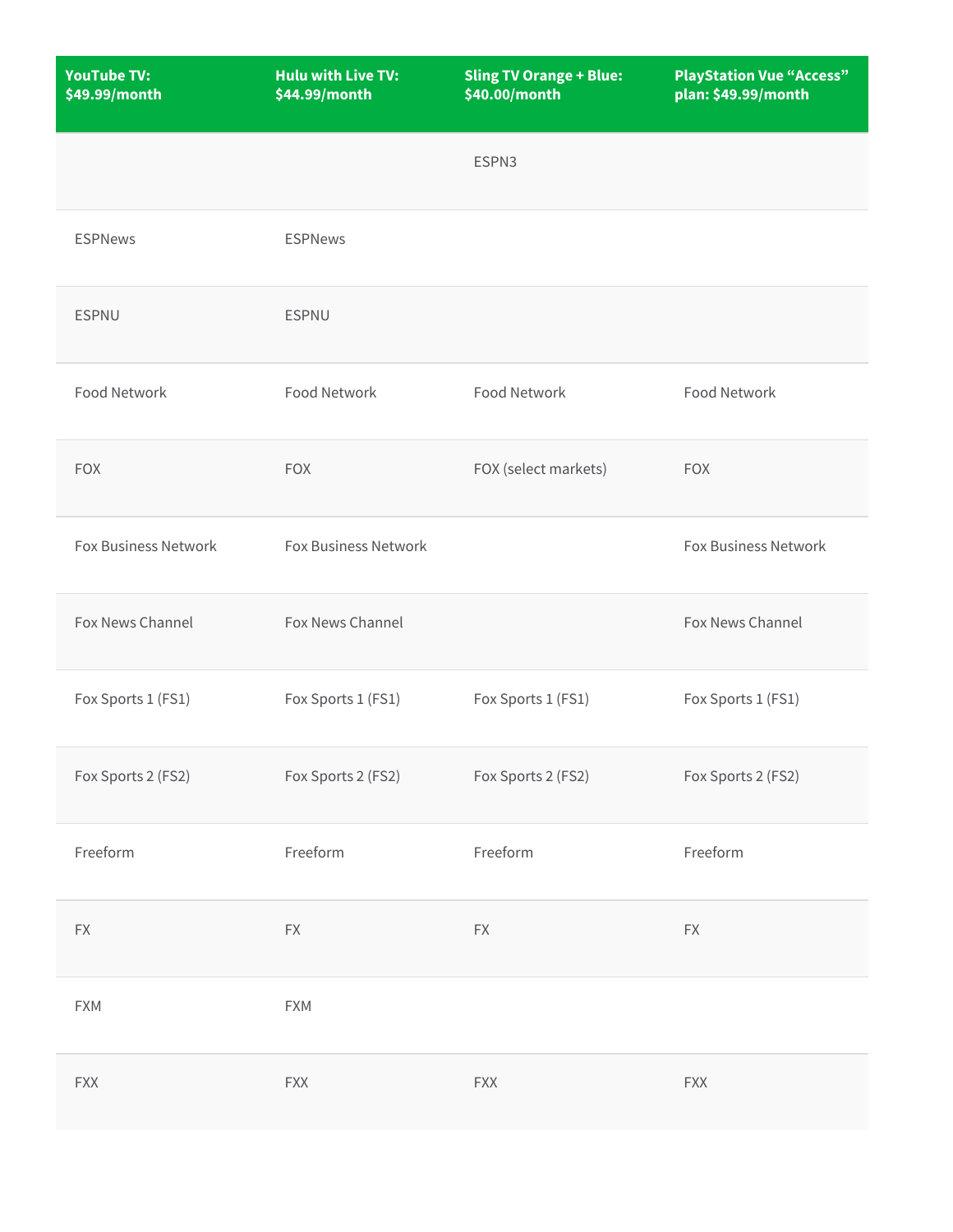| YouTube TV: $49.99/month | Hulu with Live TV: $44.99/month | Sling TV Orange + Blue: $40.00/month | PlayStation Vue "Access" plan: $49.99/month |
|---|---|---|---|
| | | ESPN3 | |
| ESPNews | ESPNews | | |
| ESPNU | ESPNU | | |
| Food Network | Food Network | Food Network | Food Network |
| FOX | FOX | FOX (select markets) | FOX |
| Fox Business Network | Fox Business Network | | Fox Business Network |
| Fox News Channel | Fox News Channel | | Fox News Channel |
| Fox Sports 1 (FS1) | Fox Sports 1 (FS1) | Fox Sports 1 (FS1) | Fox Sports 1 (FS1) |
| Fox Sports 2 (FS2) | Fox Sports 2 (FS2) | Fox Sports 2 (FS2) | Fox Sports 2 (FS2) |
| Freeform | Freeform | Freeform | Freeform |
| FX | FX | FX | FX |
| FXM | FXM | | |
| FXX | FXX | FXX | FXX |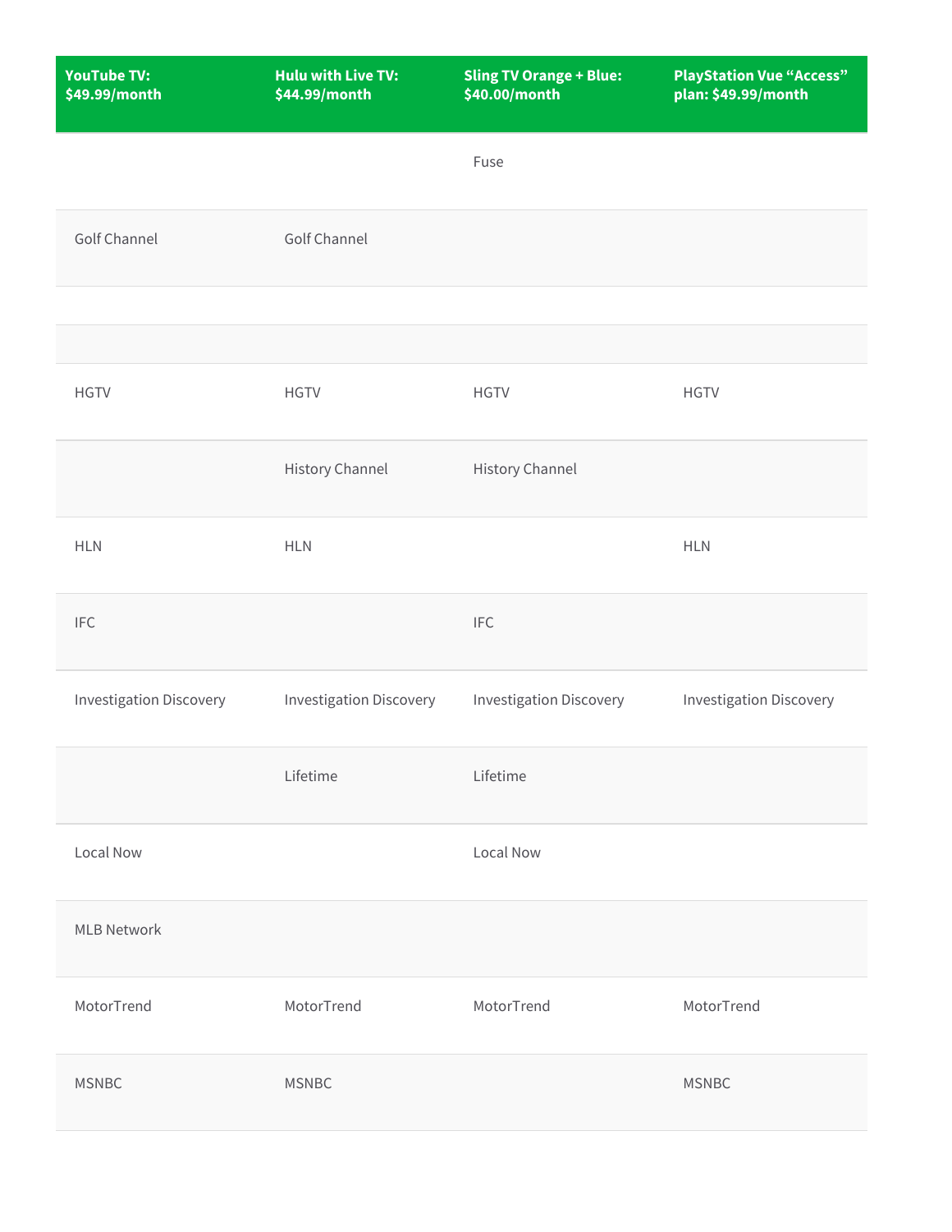| YouTube TV: $49.99/month | Hulu with Live TV: $44.99/month | Sling TV Orange + Blue: $40.00/month | PlayStation Vue “Access” plan: $49.99/month |
|---|---|---|---|
| | | Fuse | |
| Golf Channel | Golf Channel | | |
| | | | |
| | | | |
| HGTV | HGTV | HGTV | HGTV |
| | History Channel | History Channel | |
| HLN | HLN | | HLN |
| IFC | | IFC | |
| Investigation Discovery | Investigation Discovery | Investigation Discovery | Investigation Discovery |
| | Lifetime | Lifetime | |
| Local Now | | Local Now | |
| MLB Network | | | |
| MotorTrend | MotorTrend | MotorTrend | MotorTrend |
| MSNBC | MSNBC | | MSNBC |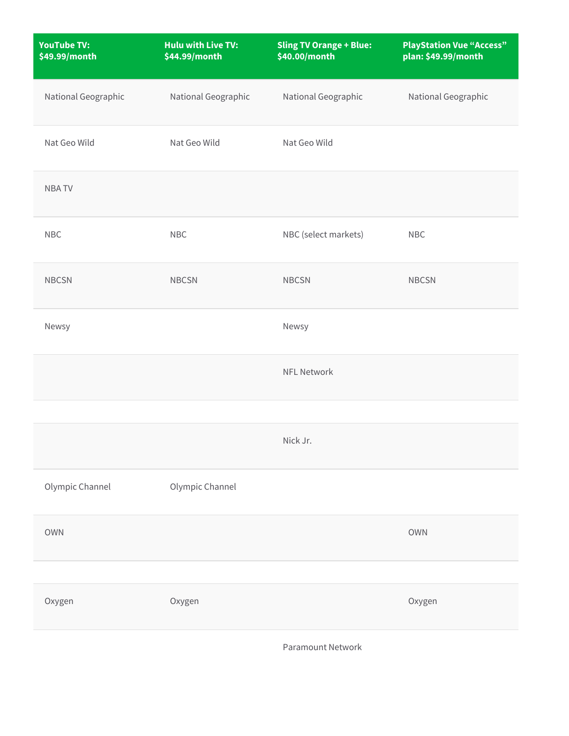| YouTube TV: $49.99/month | Hulu with Live TV: $44.99/month | Sling TV Orange + Blue: $40.00/month | PlayStation Vue "Access" plan: $49.99/month |
| --- | --- | --- | --- |
| National Geographic | National Geographic | National Geographic | National Geographic |
| Nat Geo Wild | Nat Geo Wild | Nat Geo Wild | |
| NBA TV | | | |
| NBC | NBC | NBC (select markets) | NBC |
| NBCSN | NBCSN | NBCSN | NBCSN |
| Newsy | | Newsy | |
| | | NFL Network | |
| | | | |
| | | Nick Jr. | |
| Olympic Channel | Olympic Channel | | |
| OWN | | | OWN |
| | | | |
| Oxygen | Oxygen | | Oxygen |
| | | Paramount Network | |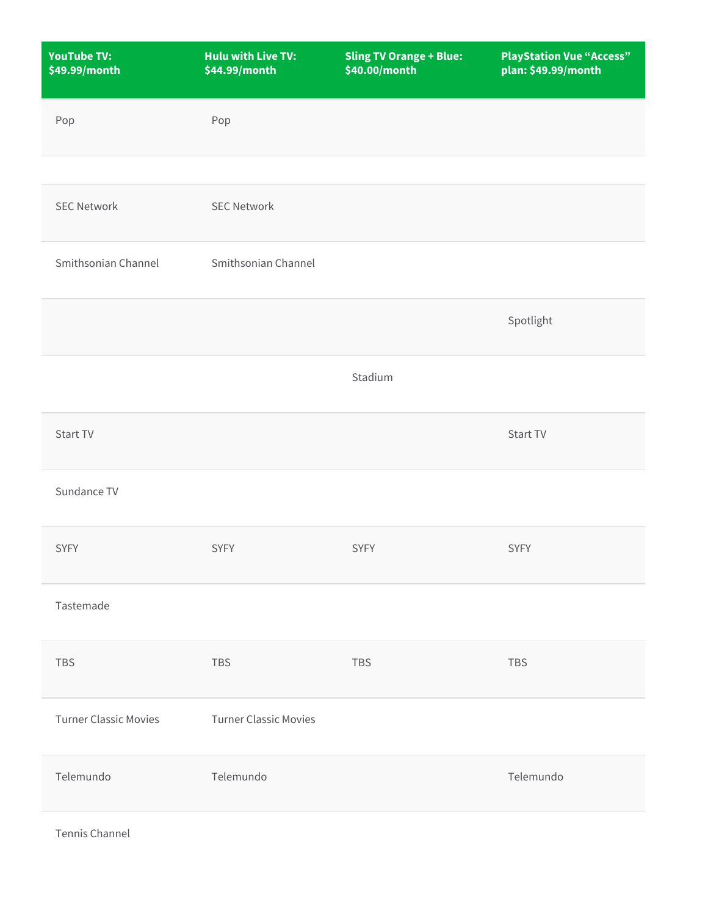| YouTube TV: $49.99/month | Hulu with Live TV: $44.99/month | Sling TV Orange + Blue: $40.00/month | PlayStation Vue "Access" plan: $49.99/month |
|---|---|---|---|
| Pop | Pop | | |
| | | | |
| SEC Network | SEC Network | | |
| Smithsonian Channel | Smithsonian Channel | | |
| | | | Spotlight |
| | | Stadium | |
| Start TV | | | Start TV |
| Sundance TV | | | |
| SYFY | SYFY | SYFY | SYFY |
| Tastemade | | | |
| TBS | TBS | TBS | TBS |
| Turner Classic Movies | Turner Classic Movies | | |
| Telemundo | Telemundo | | Telemundo |
| Tennis Channel | | | |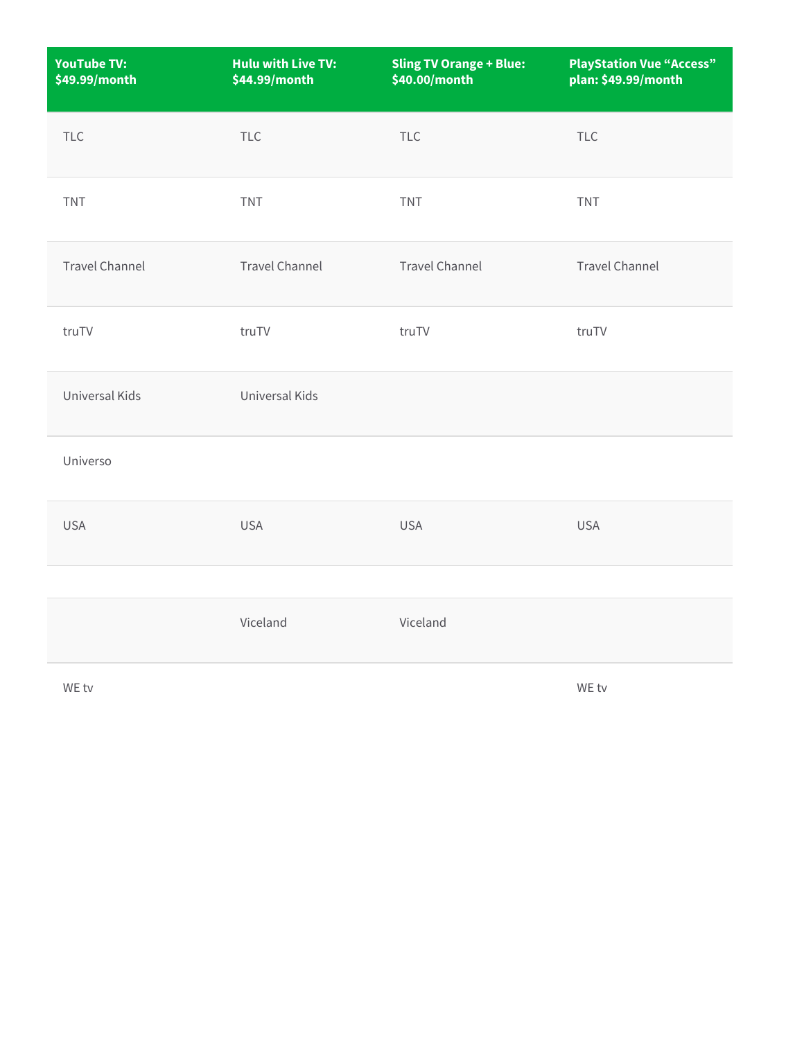| YouTube TV: $49.99/month | Hulu with Live TV: $44.99/month | Sling TV Orange + Blue: $40.00/month | PlayStation Vue "Access" plan: $49.99/month |
|---|---|---|---|
| TLC | TLC | TLC | TLC |
| TNT | TNT | TNT | TNT |
| Travel Channel | Travel Channel | Travel Channel | Travel Channel |
| truTV | truTV | truTV | truTV |
| Universal Kids | Universal Kids | | |
| Universo | | | |
| USA | USA | USA | USA |
| | | | |
| | Viceland | Viceland | |
| WE tv | | | WE tv |